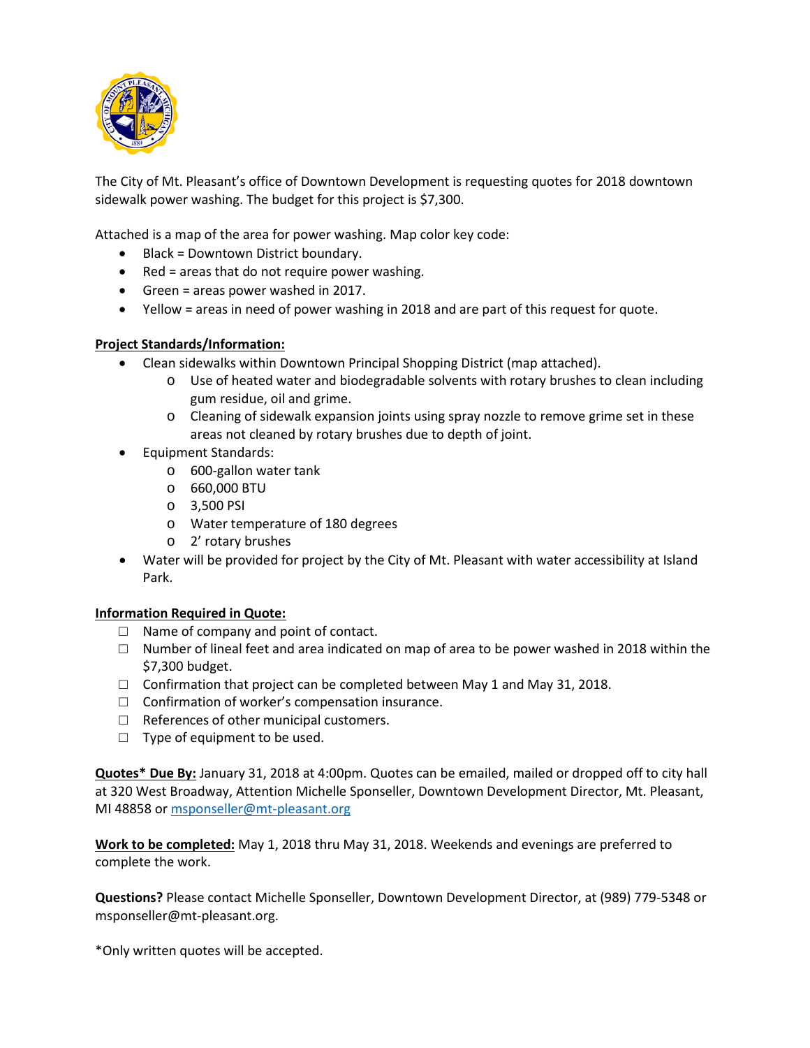The City of Mt. Pleasant's office of Downtown Development is requesting quotes for 2018 downtown sidewalk power washing. The budget for this project is $7,300.

Attached is a map of the area for power washing. Map color key code:

- Black = Downtown District boundary.
- Red = areas that do not require power washing.
- Green = areas power washed in 2017.
- Yellow = areas in need of power washing in 2018 and are part of this request for quote.

**<u>Project Standards/Information:</u>**

- Clean sidewalks within Downtown Principal Shopping District (map attached).
  - Use of heated water and biodegradable solvents with rotary brushes to clean including gum residue, oil and grime.
  - Cleaning of sidewalk expansion joints using spray nozzle to remove grime set in these areas not cleaned by rotary brushes due to depth of joint.
- Equipment Standards:
  - 600-gallon water tank
  - 660,000 BTU
  - 3,500 PSI
  - Water temperature of 180 degrees
  - 2' rotary brushes
- Water will be provided for project by the City of Mt. Pleasant with water accessibility at Island Park.

**<u>Information Required in Quote:</u>**

- ☐ Name of company and point of contact.
- ☐ Number of lineal feet and area indicated on map of area to be power washed in 2018 within the $7,300 budget.
- ☐ Confirmation that project can be completed between May 1 and May 31, 2018.
- ☐ Confirmation of worker's compensation insurance.
- ☐ References of other municipal customers.
- ☐ Type of equipment to be used.

**<u>Quotes* Due By:</u>** January 31, 2018 at 4:00pm. Quotes can be emailed, mailed or dropped off to city hall at 320 West Broadway, Attention Michelle Sponseller, Downtown Development Director, Mt. Pleasant, MI 48858 or msponseller@mt-pleasant.org

**<u>Work to be completed:</u>** May 1, 2018 thru May 31, 2018. Weekends and evenings are preferred to complete the work.

**Questions?** Please contact Michelle Sponseller, Downtown Development Director, at (989) 779-5348 or msponseller@mt-pleasant.org.

*Only written quotes will be accepted.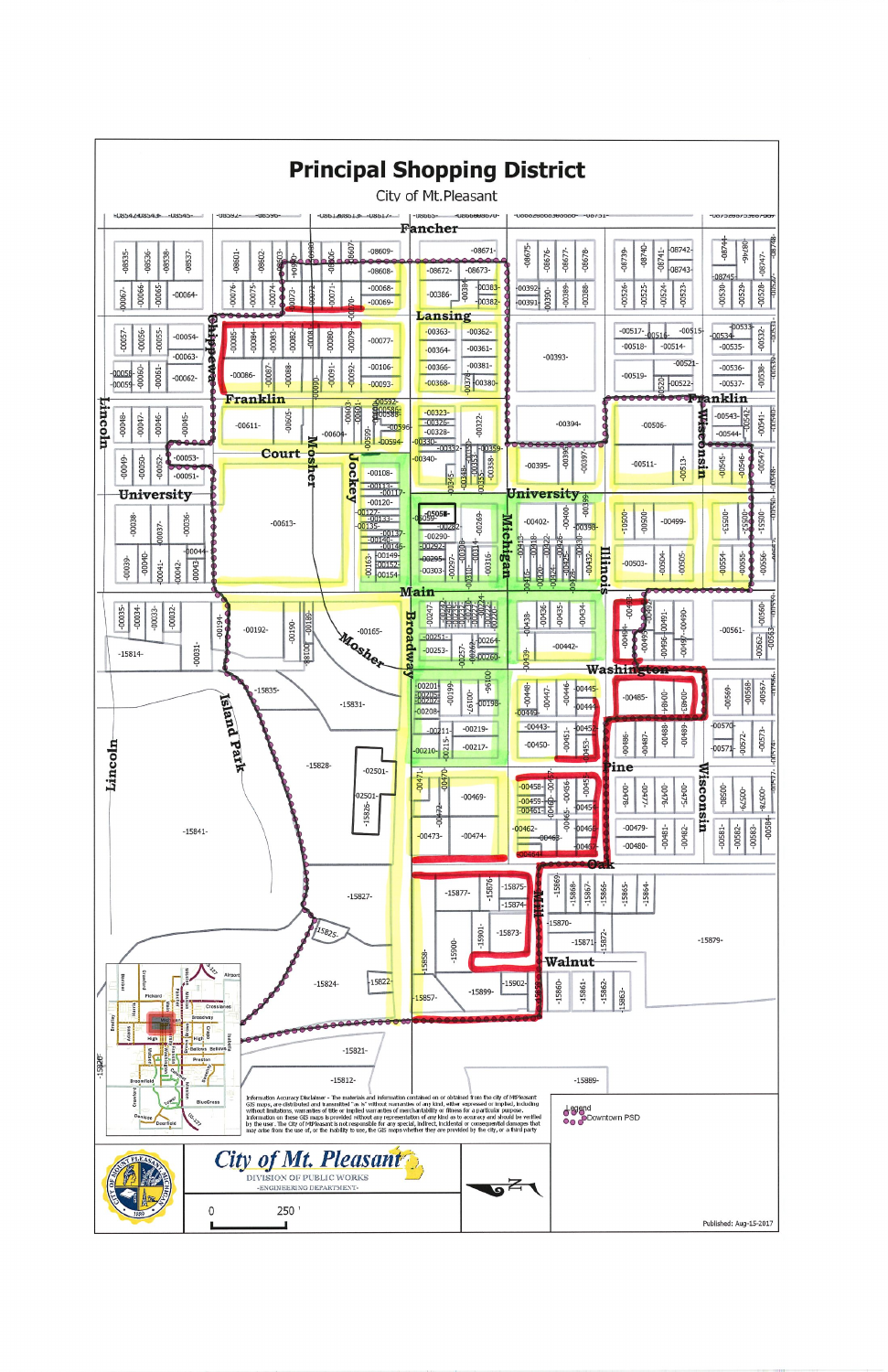# Principal Shopping District

City of Mt.Pleasant

Fancher

Lansing

Chippewa

Franklin

Court

Mosher

Jockey

University

Michigan

Illinois

Main

Broadway

Washington

Wisconsin

Island Park

Lincoln

Pine

Oak

Mill

Walnut

Information Accuracy Disclaimer - The materials and information contained on or obtained from the city of MtPleasant GIS maps, are distributed and transmitted "as is" without warranties of any kind, either expressed or implied, including without limitations, warranties of title or implied warranties of merchantability or fitness for a particular purpose. Information on these GIS maps is provided without any representation of any kind as to accuracy and should be verified by the user. The City of MtPleasant is not responsible for any special, indirect, incidental or consequential damages that may arise from the use of, or the inability to use, the GIS maps whether they are provided by the city, or a third party.

Legend

Downtown PSD

**City of Mt. Pleasant**

DIVISION OF PUBLIC WORKS

-ENGINEERING DEPARTMENT-

0 250 '

Published: Aug-15-2017